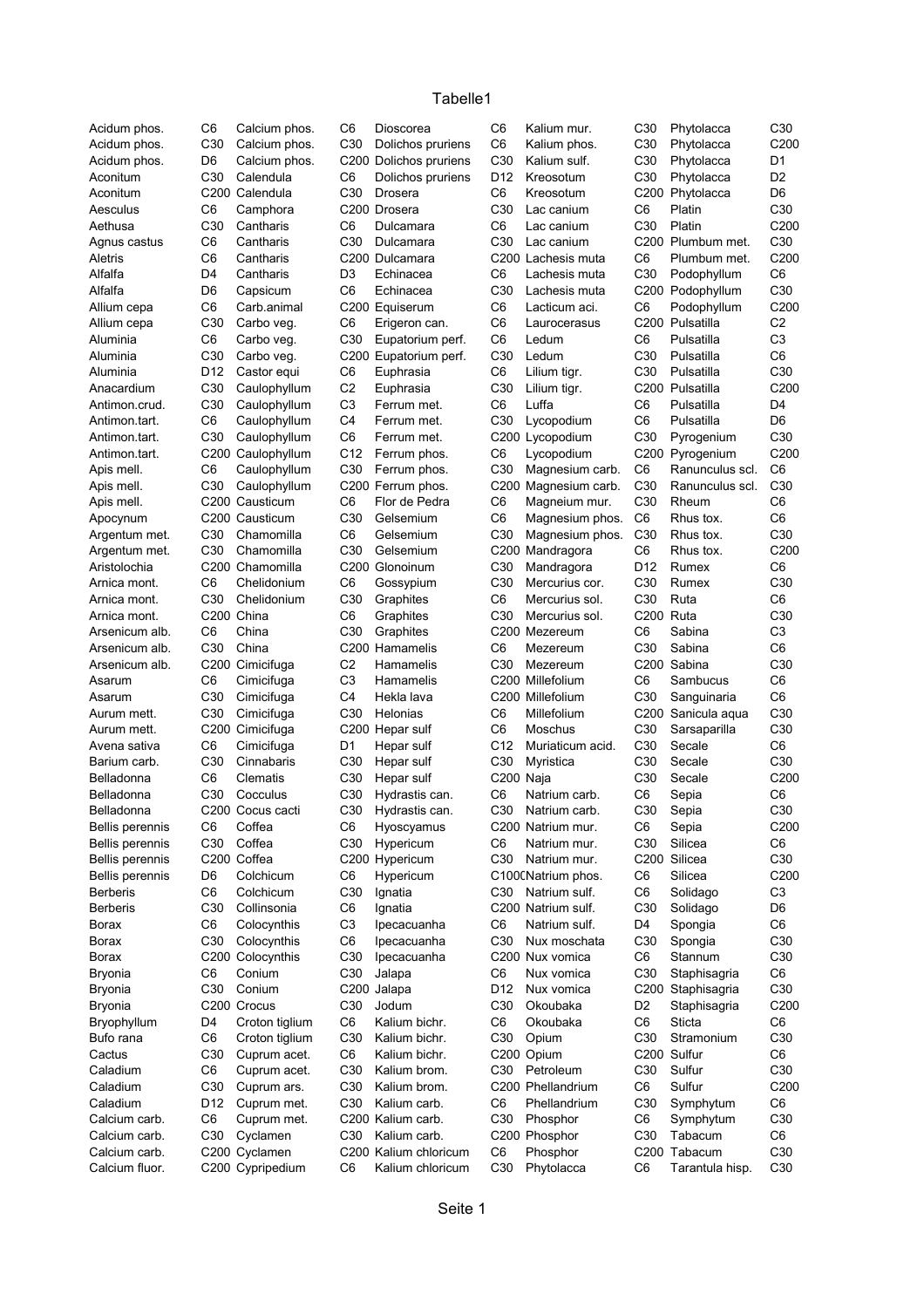# Tabelle1

| | | | | | | | | | | | |
|---|---|---|---|---|---|---|---|---|---|---|---|
| Acidum phos. | C6 | Calcium phos. | C6 | Dioscorea | C6 | Kalium mur. | C30 | Phytolacca | C30 |
| Acidum phos. | C30 | Calcium phos. | C30 | Dolichos pruriens | C6 | Kalium phos. | C30 | Phytolacca | C200 |
| Acidum phos. | D6 | Calcium phos. | C200 | Dolichos pruriens | C30 | Kalium sulf. | C30 | Phytolacca | D1 |
| Aconitum | C30 | Calendula | C6 | Dolichos pruriens | D12 | Kreosotum | C30 | Phytolacca | D2 |
| Aconitum | C200 | Calendula | C30 | Drosera | C6 | Kreosotum | C200 | Phytolacca | D6 |
| Aesculus | C6 | Camphora | C200 | Drosera | C30 | Lac canium | C6 | Platin | C30 |
| Aethusa | C30 | Cantharis | C6 | Dulcamara | C6 | Lac canium | C30 | Platin | C200 |
| Agnus castus | C6 | Cantharis | C30 | Dulcamara | C30 | Lac canium | C200 | Plumbum met. | C30 |
| Aletris | C6 | Cantharis | C200 | Dulcamara | C200 | Lachesis muta | C6 | Plumbum met. | C200 |
| Alfalfa | D4 | Cantharis | D3 | Echinacea | C6 | Lachesis muta | C30 | Podophyllum | C6 |
| Alfalfa | D6 | Capsicum | C6 | Echinacea | C30 | Lachesis muta | C200 | Podophyllum | C30 |
| Allium cepa | C6 | Carb.animal | C200 | Equiserum | C6 | Lacticum aci. | C6 | Podophyllum | C200 |
| Allium cepa | C30 | Carbo veg. | C6 | Erigeron can. | C6 | Laurocerasus | C200 | Pulsatilla | C2 |
| Aluminia | C6 | Carbo veg. | C30 | Eupatorium perf. | C6 | Ledum | C6 | Pulsatilla | C3 |
| Aluminia | C30 | Carbo veg. | C200 | Eupatorium perf. | C30 | Ledum | C30 | Pulsatilla | C6 |
| Aluminia | D12 | Castor equi | C6 | Euphrasia | C6 | Lilium tigr. | C30 | Pulsatilla | C30 |
| Anacardium | C30 | Caulophyllum | C2 | Euphrasia | C30 | Lilium tigr. | C200 | Pulsatilla | C200 |
| Antimon.crud. | C30 | Caulophyllum | C3 | Ferrum met. | C6 | Luffa | C6 | Pulsatilla | D4 |
| Antimon.tart. | C6 | Caulophyllum | C4 | Ferrum met. | C30 | Lycopodium | C6 | Pulsatilla | D6 |
| Antimon.tart. | C30 | Caulophyllum | C6 | Ferrum met. | C200 | Lycopodium | C30 | Pyrogenium | C30 |
| Antimon.tart. | C200 | Caulophyllum | C12 | Ferrum phos. | C6 | Lycopodium | C200 | Pyrogenium | C200 |
| Apis mell. | C6 | Caulophyllum | C30 | Ferrum phos. | C30 | Magnesium carb. | C6 | Ranunculus scl. | C6 |
| Apis mell. | C30 | Caulophyllum | C200 | Ferrum phos. | C200 | Magnesium carb. | C30 | Ranunculus scl. | C30 |
| Apis mell. | C200 | Causticum | C6 | Flor de Pedra | C6 | Magneium mur. | C30 | Rheum | C6 |
| Apocynum | C200 | Causticum | C30 | Gelsemium | C6 | Magnesium phos. | C6 | Rhus tox. | C6 |
| Argentum met. | C30 | Chamomilla | C6 | Gelsemium | C30 | Magnesium phos. | C30 | Rhus tox. | C30 |
| Argentum met. | C30 | Chamomilla | C30 | Gelsemium | C200 | Mandragora | C6 | Rhus tox. | C200 |
| Aristolochia | C200 | Chamomilla | C200 | Glonoinum | C30 | Mandragora | D12 | Rumex | C6 |
| Arnica mont. | C6 | Chelidonium | C6 | Gossypium | C30 | Mercurius cor. | C30 | Rumex | C30 |
| Arnica mont. | C30 | Chelidonium | C30 | Graphites | C6 | Mercurius sol. | C30 | Ruta | C6 |
| Arnica mont. | C200 | China | C6 | Graphites | C30 | Mercurius sol. | C200 | Ruta | C30 |
| Arsenicum alb. | C6 | China | C30 | Graphites | C200 | Mezereum | C6 | Sabina | C3 |
| Arsenicum alb. | C30 | China | C200 | Hamamelis | C6 | Mezereum | C30 | Sabina | C6 |
| Arsenicum alb. | C200 | Cimicifuga | C2 | Hamamelis | C30 | Mezereum | C200 | Sabina | C30 |
| Asarum | C6 | Cimicifuga | C3 | Hamamelis | C200 | Millefolium | C6 | Sambucus | C6 |
| Asarum | C30 | Cimicifuga | C4 | Hekla lava | C200 | Millefolium | C30 | Sanguinaria | C6 |
| Aurum mett. | C30 | Cimicifuga | C30 | Helonias | C6 | Millefolium | C200 | Sanicula aqua | C30 |
| Aurum mett. | C200 | Cimicifuga | C200 | Hepar sulf | C6 | Moschus | C30 | Sarsaparilla | C30 |
| Avena sativa | C6 | Cimicifuga | D1 | Hepar sulf | C12 | Muriaticum acid. | C30 | Secale | C6 |
| Barium carb. | C30 | Cinnabaris | C30 | Hepar sulf | C30 | Myristica | C30 | Secale | C30 |
| Belladonna | C6 | Clematis | C30 | Hepar sulf | C200 | Naja | C30 | Secale | C200 |
| Belladonna | C30 | Cocculus | C30 | Hydrastis can. | C6 | Natrium carb. | C6 | Sepia | C6 |
| Belladonna | C200 | Cocus cacti | C30 | Hydrastis can. | C30 | Natrium carb. | C30 | Sepia | C30 |
| Bellis perennis | C6 | Coffea | C6 | Hyoscyamus | C200 | Natrium mur. | C6 | Sepia | C200 |
| Bellis perennis | C30 | Coffea | C30 | Hypericum | C6 | Natrium mur. | C30 | Silicea | C6 |
| Bellis perennis | C200 | Coffea | C200 | Hypericum | C30 | Natrium mur. | C200 | Silicea | C30 |
| Bellis perennis | D6 | Colchicum | C6 | Hypericum | C1000 | Natrium phos. | C6 | Silicea | C200 |
| Berberis | C6 | Colchicum | C30 | Ignatia | C30 | Natrium sulf. | C6 | Solidago | C3 |
| Berberis | C30 | Collinsonia | C6 | Ignatia | C200 | Natrium sulf. | C30 | Solidago | D6 |
| Borax | C6 | Colocynthis | C3 | Ipecacuanha | C6 | Natrium sulf. | D4 | Spongia | C6 |
| Borax | C30 | Colocynthis | C6 | Ipecacuanha | C30 | Nux moschata | C30 | Spongia | C30 |
| Borax | C200 | Colocynthis | C30 | Ipecacuanha | C200 | Nux vomica | C6 | Stannum | C30 |
| Bryonia | C6 | Conium | C30 | Jalapa | C6 | Nux vomica | C30 | Staphisagria | C6 |
| Bryonia | C30 | Conium | C200 | Jalapa | D12 | Nux vomica | C200 | Staphisagria | C30 |
| Bryonia | C200 | Crocus | C30 | Jodum | C30 | Okoubaka | D2 | Staphisagria | C200 |
| Bryophyllum | D4 | Croton tiglium | C6 | Kalium bichr. | C6 | Okoubaka | C6 | Sticta | C6 |
| Bufo rana | C6 | Croton tiglium | C30 | Kalium bichr. | C30 | Opium | C30 | Stramonium | C30 |
| Cactus | C30 | Cuprum acet. | C6 | Kalium bichr. | C200 | Opium | C200 | Sulfur | C6 |
| Caladium | C6 | Cuprum acet. | C30 | Kalium brom. | C30 | Petroleum | C30 | Sulfur | C30 |
| Caladium | C30 | Cuprum ars. | C30 | Kalium brom. | C200 | Phellandrium | C6 | Sulfur | C200 |
| Caladium | D12 | Cuprum met. | C30 | Kalium carb. | C6 | Phellandrium | C30 | Symphytum | C6 |
| Calcium carb. | C6 | Cuprum met. | C200 | Kalium carb. | C30 | Phosphor | C6 | Symphytum | C30 |
| Calcium carb. | C30 | Cyclamen | C30 | Kalium carb. | C200 | Phosphor | C30 | Tabacum | C6 |
| Calcium carb. | C200 | Cyclamen | C200 | Kalium chloricum | C6 | Phosphor | C200 | Tabacum | C30 |
| Calcium fluor. | C200 | Cypripedium | C6 | Kalium chloricum | C30 | Phytolacca | C6 | Tarantula hisp. | C30 |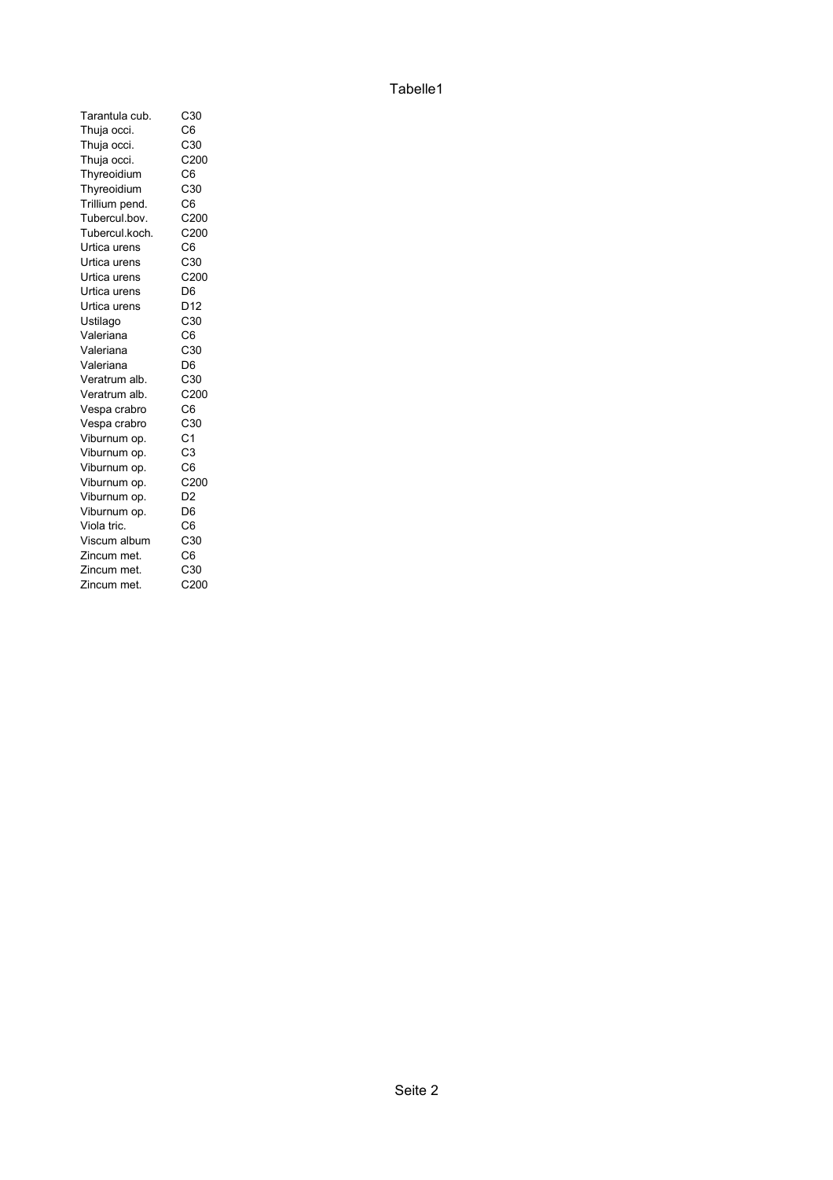| | |
|---|---|
| Tarantula cub. | C30 |
| Thuja occi. | C6 |
| Thuja occi. | C30 |
| Thuja occi. | C200 |
| Thyreoidium | C6 |
| Thyreoidium | C30 |
| Trillium pend. | C6 |
| Tubercul.bov. | C200 |
| Tubercul.koch. | C200 |
| Urtica urens | C6 |
| Urtica urens | C30 |
| Urtica urens | C200 |
| Urtica urens | D6 |
| Urtica urens | D12 |
| Ustilago | C30 |
| Valeriana | C6 |
| Valeriana | C30 |
| Valeriana | D6 |
| Veratrum alb. | C30 |
| Veratrum alb. | C200 |
| Vespa crabro | C6 |
| Vespa crabro | C30 |
| Viburnum op. | C1 |
| Viburnum op. | C3 |
| Viburnum op. | C6 |
| Viburnum op. | C200 |
| Viburnum op. | D2 |
| Viburnum op. | D6 |
| Viola tric. | C6 |
| Viscum album | C30 |
| Zincum met. | C6 |
| Zincum met. | C30 |
| Zincum met. | C200 |